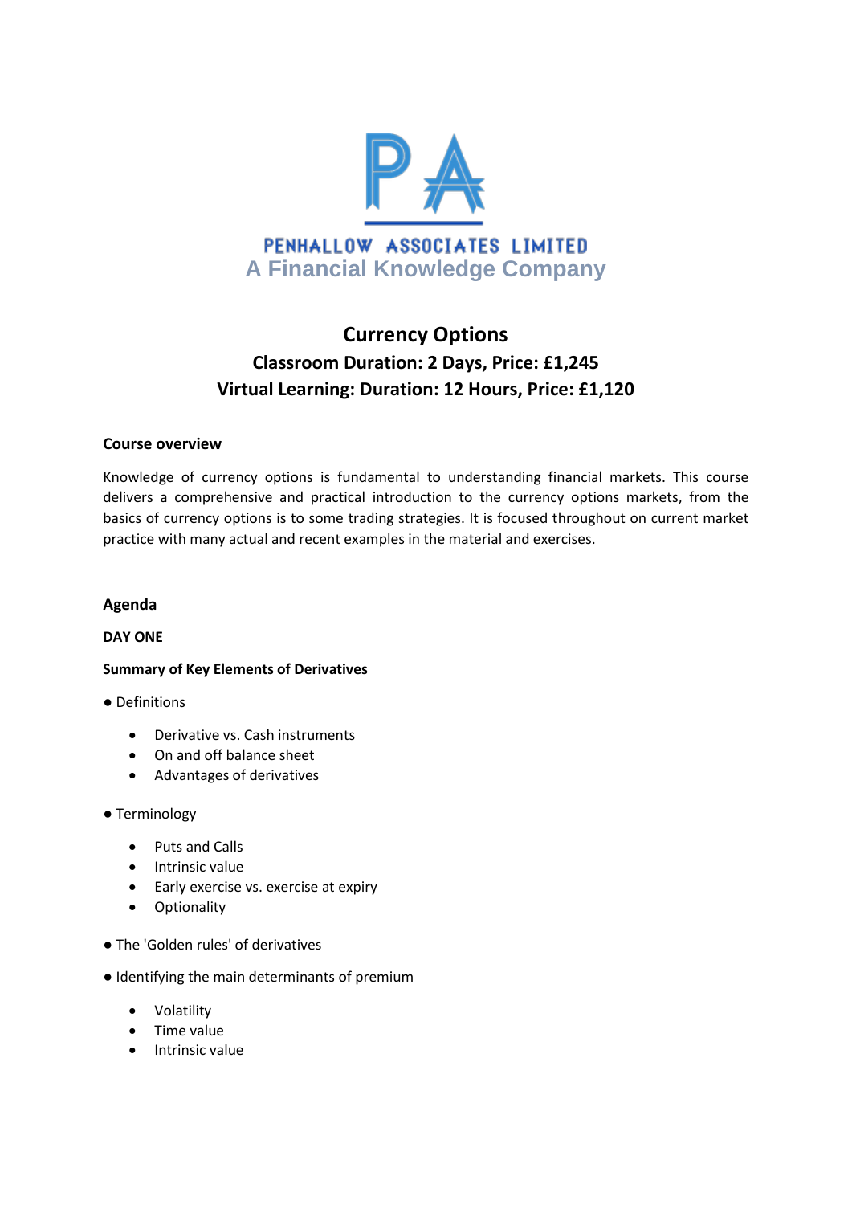PENHALLOW ASSOCIATES LIMITED

A Financial Knowledge Company

# Currency Options

## Classroom Duration: 2 Days, Price: £1,245

## Virtual Learning: Duration: 12 Hours, Price: £1,120

**Course overview**

Knowledge of currency options is fundamental to understanding financial markets. This course delivers a comprehensive and practical introduction to the currency options markets, from the basics of currency options is to some trading strategies. It is focused throughout on current market practice with many actual and recent examples in the material and exercises.

**Agenda**

**DAY ONE**

**Summary of Key Elements of Derivatives**

● Definitions

- Derivative vs. Cash instruments
- On and off balance sheet
- Advantages of derivatives

● Terminology

- Puts and Calls
- Intrinsic value
- Early exercise vs. exercise at expiry
- Optionality

● The 'Golden rules' of derivatives

● Identifying the main determinants of premium

- Volatility
- Time value
- Intrinsic value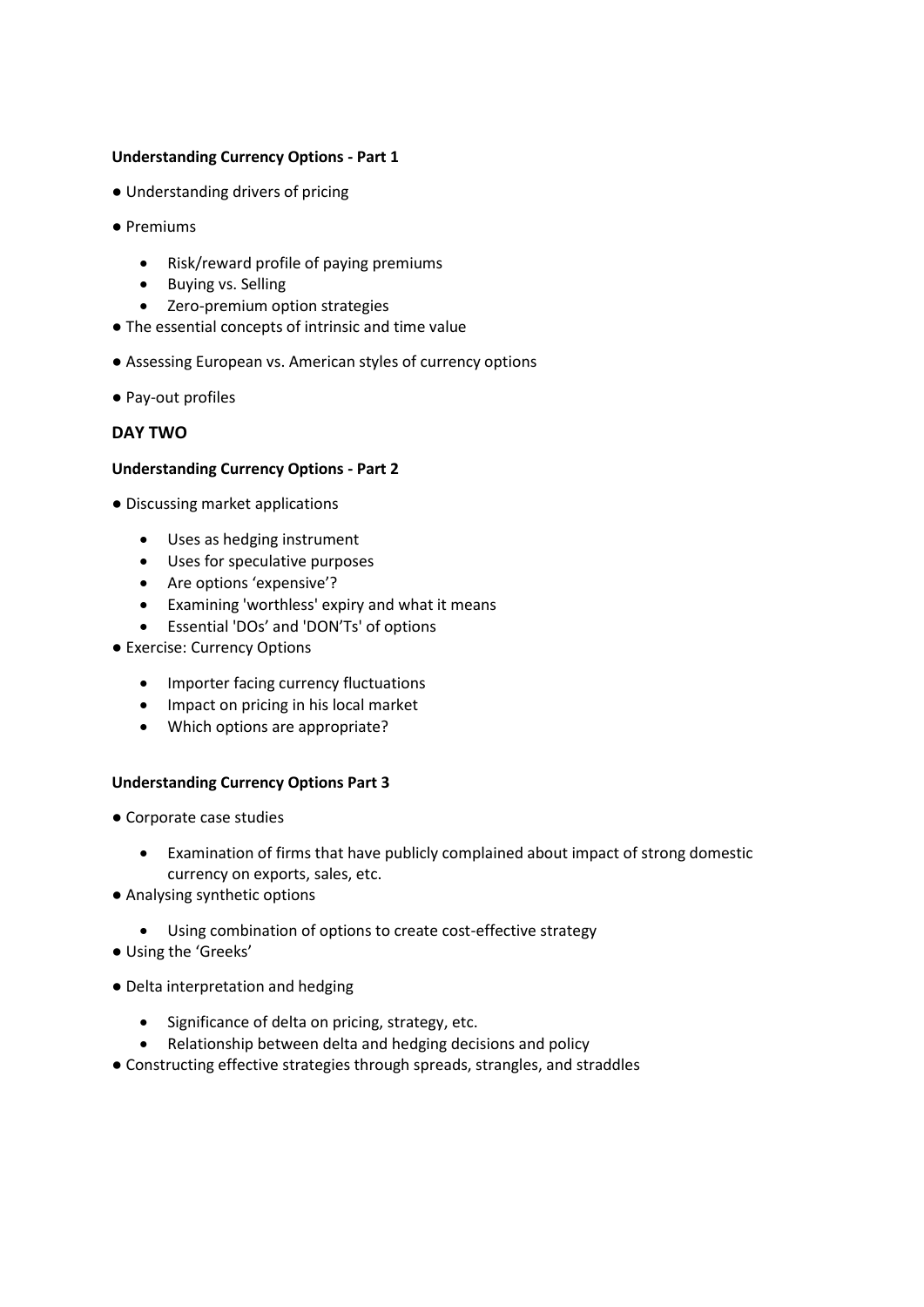**Understanding Currency Options - Part 1**

- Understanding drivers of pricing
- Premiums
  - Risk/reward profile of paying premiums
  - Buying vs. Selling
  - Zero-premium option strategies
- The essential concepts of intrinsic and time value
- Assessing European vs. American styles of currency options
- Pay-out profiles

## DAY TWO

**Understanding Currency Options - Part 2**

- Discussing market applications
  - Uses as hedging instrument
  - Uses for speculative purposes
  - Are options 'expensive'?
  - Examining 'worthless' expiry and what it means
  - Essential 'DOs' and 'DON'Ts' of options
- Exercise: Currency Options
  - Importer facing currency fluctuations
  - Impact on pricing in his local market
  - Which options are appropriate?

**Understanding Currency Options Part 3**

- Corporate case studies
  - Examination of firms that have publicly complained about impact of strong domestic currency on exports, sales, etc.
- Analysing synthetic options
  - Using combination of options to create cost-effective strategy
- Using the 'Greeks'
- Delta interpretation and hedging
  - Significance of delta on pricing, strategy, etc.
  - Relationship between delta and hedging decisions and policy
- Constructing effective strategies through spreads, strangles, and straddles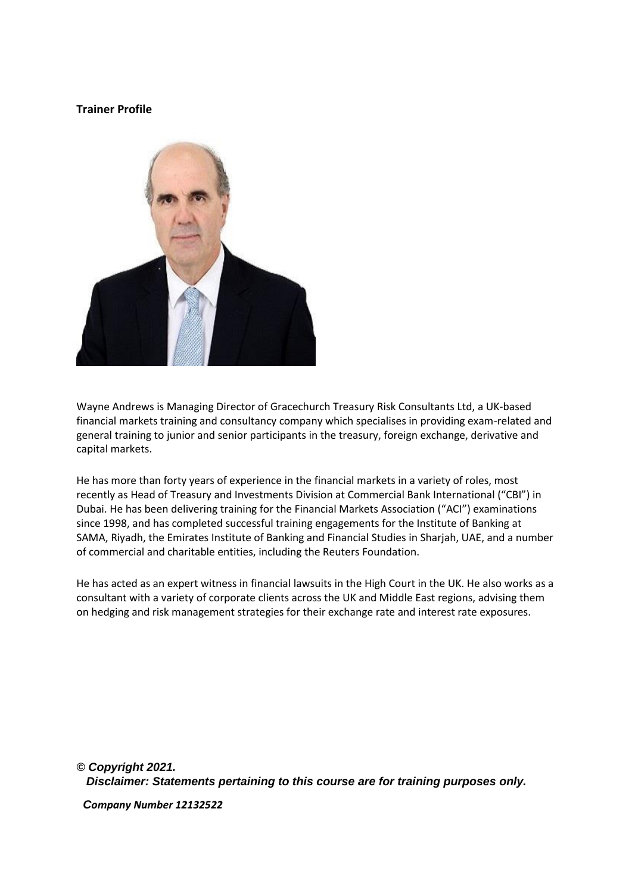**Trainer Profile**

Wayne Andrews is Managing Director of Gracechurch Treasury Risk Consultants Ltd, a UK-based financial markets training and consultancy company which specialises in providing exam-related and general training to junior and senior participants in the treasury, foreign exchange, derivative and capital markets.

He has more than forty years of experience in the financial markets in a variety of roles, most recently as Head of Treasury and Investments Division at Commercial Bank International ("CBI") in Dubai. He has been delivering training for the Financial Markets Association ("ACI") examinations since 1998, and has completed successful training engagements for the Institute of Banking at SAMA, Riyadh, the Emirates Institute of Banking and Financial Studies in Sharjah, UAE, and a number of commercial and charitable entities, including the Reuters Foundation.

He has acted as an expert witness in financial lawsuits in the High Court in the UK. He also works as a consultant with a variety of corporate clients across the UK and Middle East regions, advising them on hedging and risk management strategies for their exchange rate and interest rate exposures.

***© Copyright 2021.***

***Disclaimer: Statements pertaining to this course are for training purposes only.***

***Company Number 12132522***